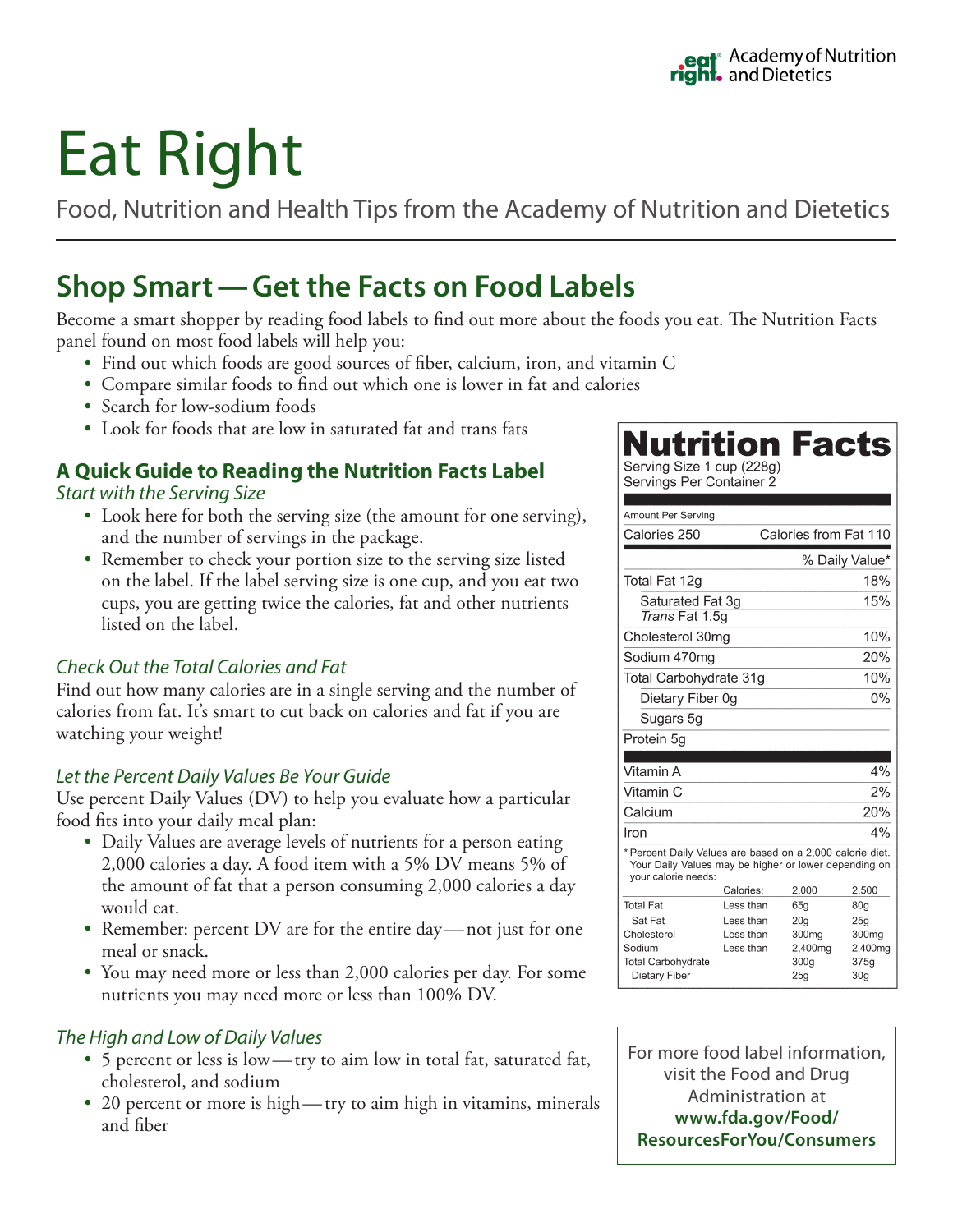Academy of Nutrition and Dietetics

# Eat Right

Food, Nutrition and Health Tips from the Academy of Nutrition and Dietetics

## Shop Smart — Get the Facts on Food Labels

Become a smart shopper by reading food labels to find out more about the foods you eat. The Nutrition Facts panel found on most food labels will help you:

- Find out which foods are good sources of fiber, calcium, iron, and vitamin C
- Compare similar foods to find out which one is lower in fat and calories
- Search for low-sodium foods
- Look for foods that are low in saturated fat and trans fats

### A Quick Guide to Reading the Nutrition Facts Label

*Start with the Serving Size*

- Look here for both the serving size (the amount for one serving), and the number of servings in the package.
- Remember to check your portion size to the serving size listed on the label. If the label serving size is one cup, and you eat two cups, you are getting twice the calories, fat and other nutrients listed on the label.

*Check Out the Total Calories and Fat*

Find out how many calories are in a single serving and the number of calories from fat. It's smart to cut back on calories and fat if you are watching your weight!

*Let the Percent Daily Values Be Your Guide*

Use percent Daily Values (DV) to help you evaluate how a particular food fits into your daily meal plan:

- Daily Values are average levels of nutrients for a person eating 2,000 calories a day. A food item with a 5% DV means 5% of the amount of fat that a person consuming 2,000 calories a day would eat.
- Remember: percent DV are for the entire day — not just for one meal or snack.
- You may need more or less than 2,000 calories per day. For some nutrients you may need more or less than 100% DV.

*The High and Low of Daily Values*

- 5 percent or less is low — try to aim low in total fat, saturated fat, cholesterol, and sodium
- 20 percent or more is high — try to aim high in vitamins, minerals and fiber

**Nutrition Facts**

Serving Size 1 cup (228g)
Servings Per Container 2

| Amount Per Serving | |
|---|---|
| Calories 250 | Calories from Fat 110 |
| | % Daily Value* |
| Total Fat 12g | 18% |
| Saturated Fat 3g | 15% |
| *Trans* Fat 1.5g | |
| Cholesterol 30mg | 10% |
| Sodium 470mg | 20% |
| Total Carbohydrate 31g | 10% |
| Dietary Fiber 0g | 0% |
| Sugars 5g | |
| Protein 5g | |
| Vitamin A | 4% |
| Vitamin C | 2% |
| Calcium | 20% |
| Iron | 4% |

*Percent Daily Values are based on a 2,000 calorie diet. Your Daily Values may be higher or lower depending on your calorie needs:

| | Calories: | 2,000 | 2,500 |
|---|---|---|---|
| Total Fat | Less than | 65g | 80g |
| Sat Fat | Less than | 20g | 25g |
| Cholesterol | Less than | 300mg | 300mg |
| Sodium | Less than | 2,400mg | 2,400mg |
| Total Carbohydrate | | 300g | 375g |
| Dietary Fiber | | 25g | 30g |

For more food label information, visit the Food and Drug Administration at **www.fda.gov/Food/ResourcesForYou/Consumers**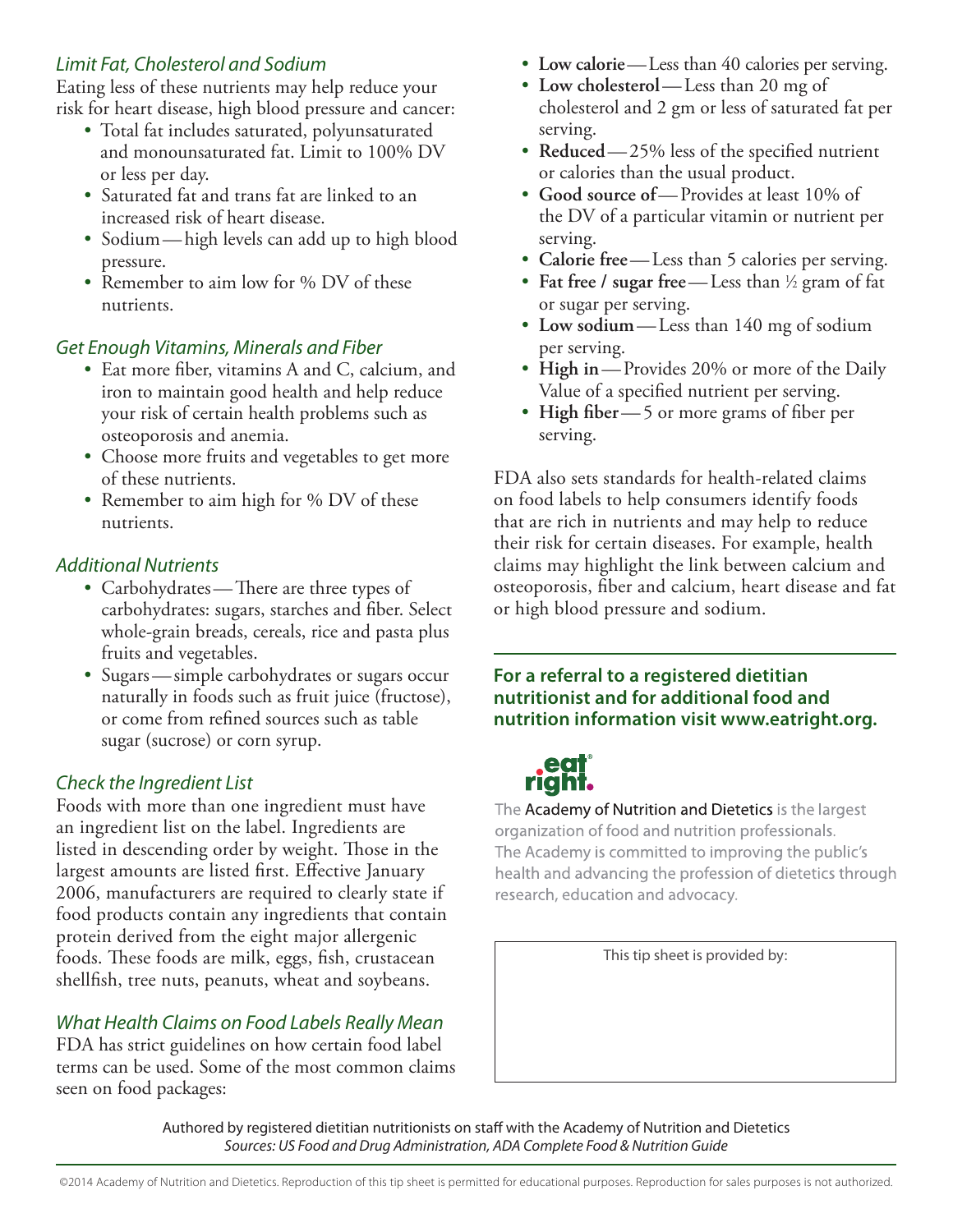### *Limit Fat, Cholesterol and Sodium*

Eating less of these nutrients may help reduce your risk for heart disease, high blood pressure and cancer:

- Total fat includes saturated, polyunsaturated and monounsaturated fat. Limit to 100% DV or less per day.
- Saturated fat and trans fat are linked to an increased risk of heart disease.
- Sodium — high levels can add up to high blood pressure.
- Remember to aim low for % DV of these nutrients.

### *Get Enough Vitamins, Minerals and Fiber*

- Eat more fiber, vitamins A and C, calcium, and iron to maintain good health and help reduce your risk of certain health problems such as osteoporosis and anemia.
- Choose more fruits and vegetables to get more of these nutrients.
- Remember to aim high for % DV of these nutrients.

### *Additional Nutrients*

- Carbohydrates — There are three types of carbohydrates: sugars, starches and fiber. Select whole-grain breads, cereals, rice and pasta plus fruits and vegetables.
- Sugars — simple carbohydrates or sugars occur naturally in foods such as fruit juice (fructose), or come from refined sources such as table sugar (sucrose) or corn syrup.

### *Check the Ingredient List*

Foods with more than one ingredient must have an ingredient list on the label. Ingredients are listed in descending order by weight. Those in the largest amounts are listed first. Effective January 2006, manufacturers are required to clearly state if food products contain any ingredients that contain protein derived from the eight major allergenic foods. These foods are milk, eggs, fish, crustacean shellfish, tree nuts, peanuts, wheat and soybeans.

### *What Health Claims on Food Labels Really Mean*

FDA has strict guidelines on how certain food label terms can be used. Some of the most common claims seen on food packages:

- **Low calorie** — Less than 40 calories per serving.
- **Low cholesterol** — Less than 20 mg of cholesterol and 2 gm or less of saturated fat per serving.
- **Reduced** — 25% less of the specified nutrient or calories than the usual product.
- **Good source of** — Provides at least 10% of the DV of a particular vitamin or nutrient per serving.
- **Calorie free** — Less than 5 calories per serving.
- **Fat free / sugar free** — Less than ½ gram of fat or sugar per serving.
- **Low sodium** — Less than 140 mg of sodium per serving.
- **High in** — Provides 20% or more of the Daily Value of a specified nutrient per serving.
- **High fiber** — 5 or more grams of fiber per serving.

FDA also sets standards for health-related claims on food labels to help consumers identify foods that are rich in nutrients and may help to reduce their risk for certain diseases. For example, health claims may highlight the link between calcium and osteoporosis, fiber and calcium, heart disease and fat or high blood pressure and sodium.

**For a referral to a registered dietitian nutritionist and for additional food and nutrition information visit www.eatright.org.**

eat right.

The Academy of Nutrition and Dietetics is the largest organization of food and nutrition professionals. The Academy is committed to improving the public's health and advancing the profession of dietetics through research, education and advocacy.

This tip sheet is provided by:

Authored by registered dietitian nutritionists on staff with the Academy of Nutrition and Dietetics
*Sources: US Food and Drug Administration, ADA Complete Food & Nutrition Guide*

©2014 Academy of Nutrition and Dietetics. Reproduction of this tip sheet is permitted for educational purposes. Reproduction for sales purposes is not authorized.